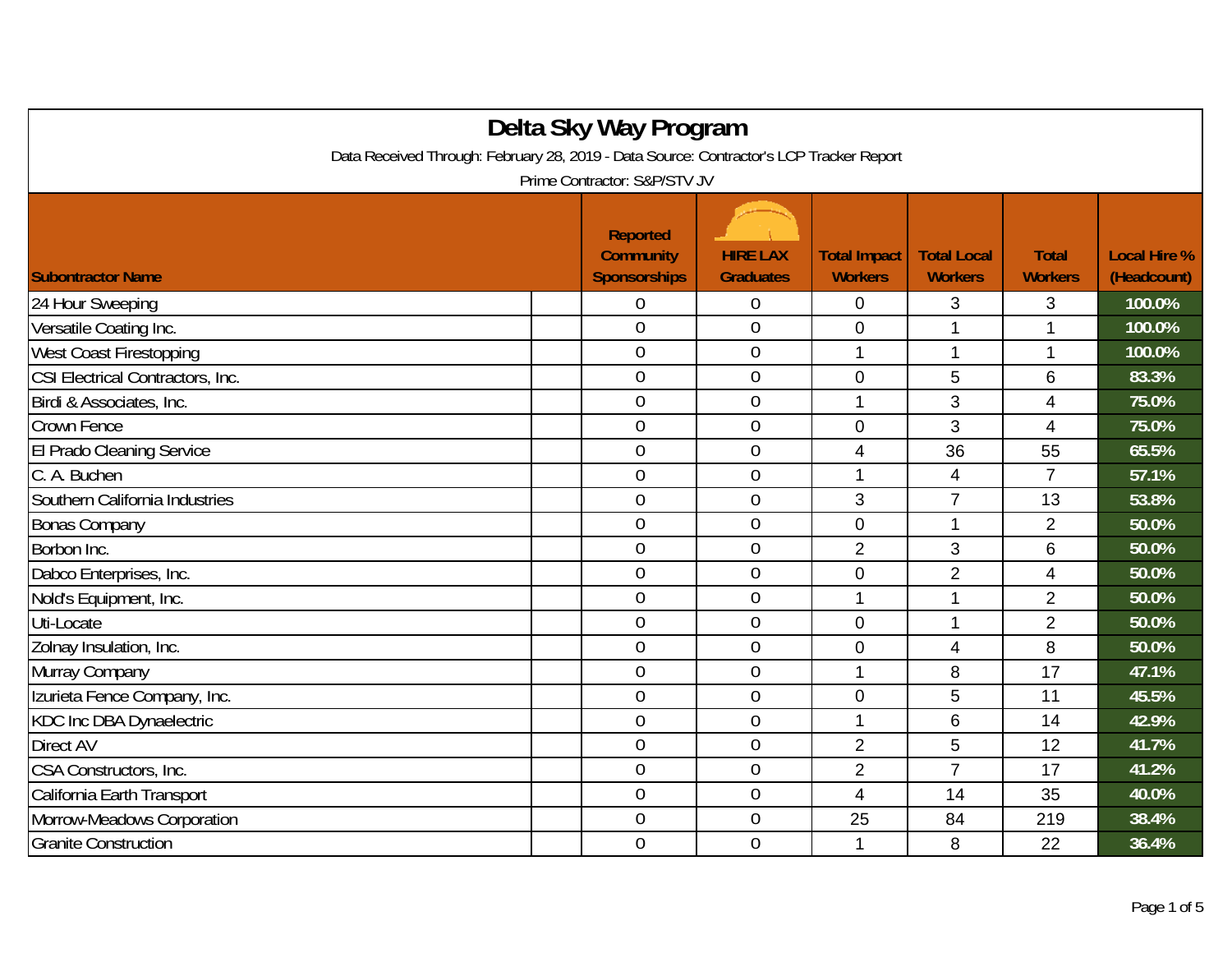# Delta Sky Way Program

Data Received Through: February 28, 2019 - Data Source: Contractor's LCP Tracker Report

Prime Contractor: S&P/STV JV

| Subontractor Name | Reported Community Sponsorships | HIRE LAX Graduates | Total Impact Workers | Total Local Workers | Total Workers | Local Hire % (Headcount) |
|---|---|---|---|---|---|---|
| 24 Hour Sweeping | 0 | 0 | 0 | 3 | 3 | 100.0% |
| Versatile Coating Inc. | 0 | 0 | 0 | 1 | 1 | 100.0% |
| West Coast Firestopping | 0 | 0 | 1 | 1 | 1 | 100.0% |
| CSI Electrical Contractors, Inc. | 0 | 0 | 0 | 5 | 6 | 83.3% |
| Birdi & Associates, Inc. | 0 | 0 | 1 | 3 | 4 | 75.0% |
| Crown Fence | 0 | 0 | 0 | 3 | 4 | 75.0% |
| El Prado Cleaning Service | 0 | 0 | 4 | 36 | 55 | 65.5% |
| C. A. Buchen | 0 | 0 | 1 | 4 | 7 | 57.1% |
| Southern California Industries | 0 | 0 | 3 | 7 | 13 | 53.8% |
| Bonas Company | 0 | 0 | 0 | 1 | 2 | 50.0% |
| Borbon Inc. | 0 | 0 | 2 | 3 | 6 | 50.0% |
| Dabco Enterprises, Inc. | 0 | 0 | 0 | 2 | 4 | 50.0% |
| Nold's Equipment, Inc. | 0 | 0 | 1 | 1 | 2 | 50.0% |
| Uti-Locate | 0 | 0 | 0 | 1 | 2 | 50.0% |
| Zolnay Insulation, Inc. | 0 | 0 | 0 | 4 | 8 | 50.0% |
| Murray Company | 0 | 0 | 1 | 8 | 17 | 47.1% |
| Izurieta Fence Company, Inc. | 0 | 0 | 0 | 5 | 11 | 45.5% |
| KDC Inc DBA Dynaelectric | 0 | 0 | 1 | 6 | 14 | 42.9% |
| Direct AV | 0 | 0 | 2 | 5 | 12 | 41.7% |
| CSA Constructors, Inc. | 0 | 0 | 2 | 7 | 17 | 41.2% |
| California Earth Transport | 0 | 0 | 4 | 14 | 35 | 40.0% |
| Morrow-Meadows Corporation | 0 | 0 | 25 | 84 | 219 | 38.4% |
| Granite Construction | 0 | 0 | 1 | 8 | 22 | 36.4% |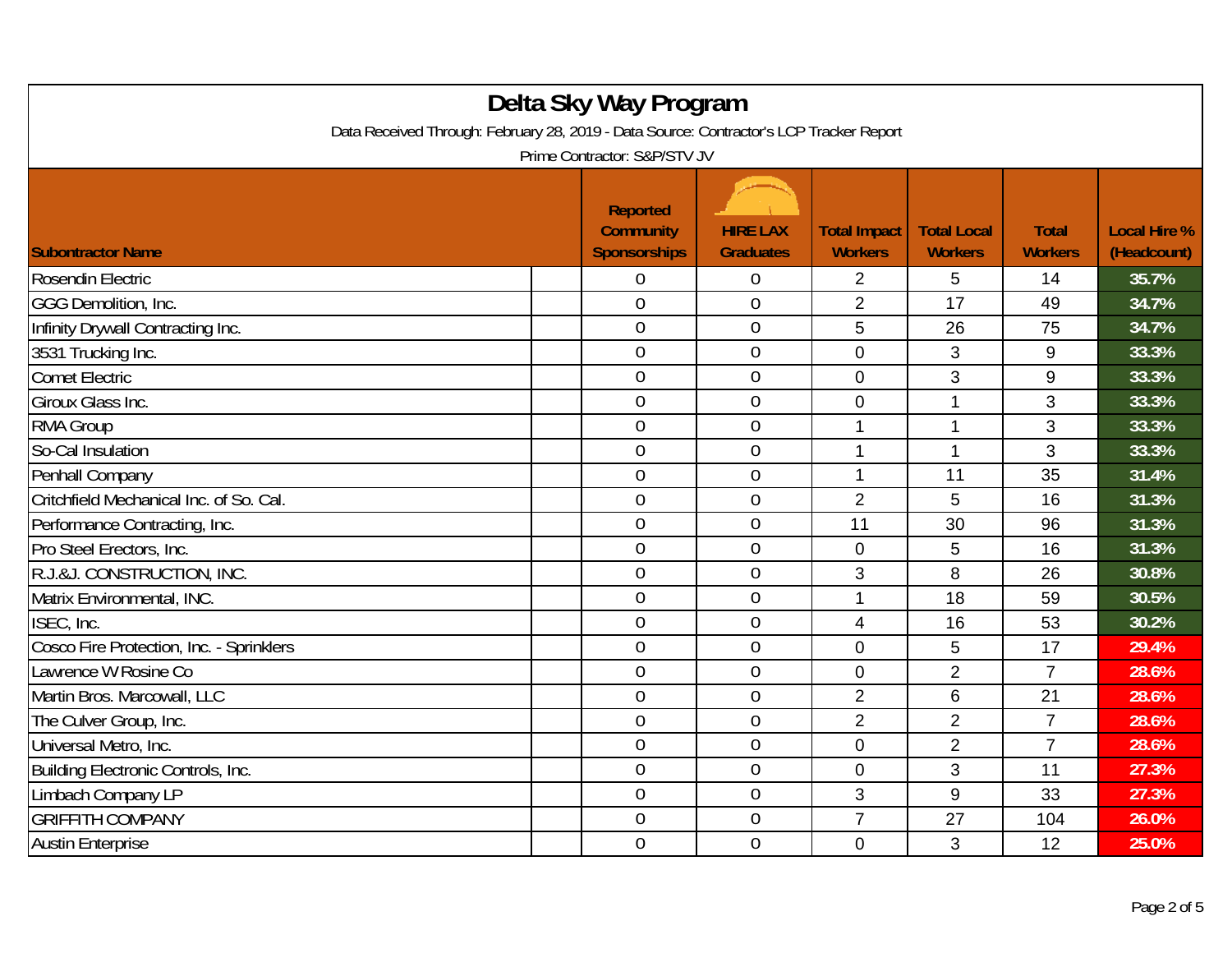# Delta Sky Way Program

Data Received Through: February 28, 2019 - Data Source: Contractor's LCP Tracker Report

Prime Contractor: S&P/STV JV

| Subontractor Name | Reported Community Sponsorships | HIRE LAX Graduates | Total Impact Workers | Total Local Workers | Total Workers | Local Hire % (Headcount) |
|---|---|---|---|---|---|---|
| Rosendin Electric | 0 | 0 | 2 | 5 | 14 | 35.7% |
| GGG Demolition, Inc. | 0 | 0 | 2 | 17 | 49 | 34.7% |
| Infinity Drywall Contracting Inc. | 0 | 0 | 5 | 26 | 75 | 34.7% |
| 3531 Trucking Inc. | 0 | 0 | 0 | 3 | 9 | 33.3% |
| Comet Electric | 0 | 0 | 0 | 3 | 9 | 33.3% |
| Giroux Glass Inc. | 0 | 0 | 0 | 1 | 3 | 33.3% |
| RMA Group | 0 | 0 | 1 | 1 | 3 | 33.3% |
| So-Cal Insulation | 0 | 0 | 1 | 1 | 3 | 33.3% |
| Penhall Company | 0 | 0 | 1 | 11 | 35 | 31.4% |
| Critchfield Mechanical Inc. of So. Cal. | 0 | 0 | 2 | 5 | 16 | 31.3% |
| Performance Contracting, Inc. | 0 | 0 | 11 | 30 | 96 | 31.3% |
| Pro Steel Erectors, Inc. | 0 | 0 | 0 | 5 | 16 | 31.3% |
| R.J.&J. CONSTRUCTION, INC. | 0 | 0 | 3 | 8 | 26 | 30.8% |
| Matrix Environmental, INC. | 0 | 0 | 1 | 18 | 59 | 30.5% |
| ISEC, Inc. | 0 | 0 | 4 | 16 | 53 | 30.2% |
| Cosco Fire Protection, Inc. - Sprinklers | 0 | 0 | 0 | 5 | 17 | 29.4% |
| Lawrence W Rosine Co | 0 | 0 | 0 | 2 | 7 | 28.6% |
| Martin Bros. Marcowall, LLC | 0 | 0 | 2 | 6 | 21 | 28.6% |
| The Culver Group, Inc. | 0 | 0 | 2 | 2 | 7 | 28.6% |
| Universal Metro, Inc. | 0 | 0 | 0 | 2 | 7 | 28.6% |
| Building Electronic Controls, Inc. | 0 | 0 | 0 | 3 | 11 | 27.3% |
| Limbach Company LP | 0 | 0 | 3 | 9 | 33 | 27.3% |
| GRIFFITH COMPANY | 0 | 0 | 7 | 27 | 104 | 26.0% |
| Austin Enterprise | 0 | 0 | 0 | 3 | 12 | 25.0% |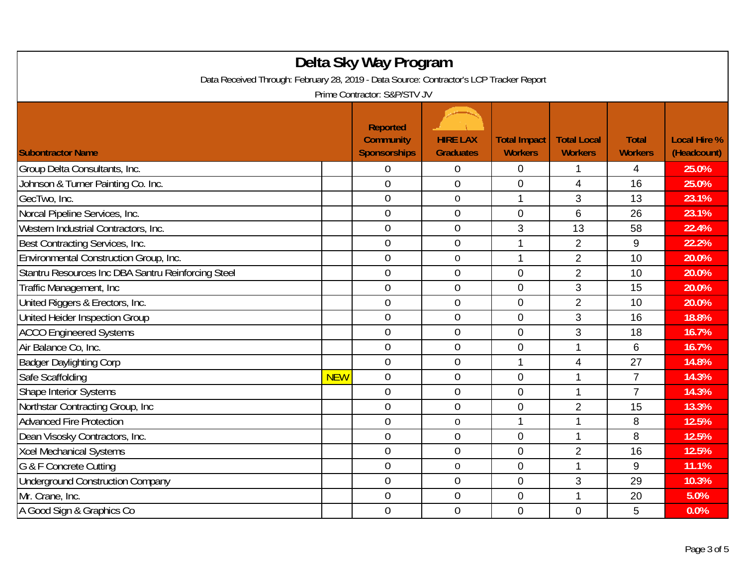# Delta Sky Way Program

Data Received Through: February 28, 2019 - Data Source: Contractor's LCP Tracker Report

Prime Contractor: S&P/STV JV

| Subontractor Name | | Reported Community Sponsorships | HIRE LAX Graduates | Total Impact Workers | Total Local Workers | Total Workers | Local Hire % (Headcount) |
|---|---|---|---|---|---|---|---|
| Group Delta Consultants, Inc. | | 0 | 0 | 0 | 1 | 4 | 25.0% |
| Johnson & Turner Painting Co. Inc. | | 0 | 0 | 0 | 4 | 16 | 25.0% |
| GecTwo, Inc. | | 0 | 0 | 1 | 3 | 13 | 23.1% |
| Norcal Pipeline Services, Inc. | | 0 | 0 | 0 | 6 | 26 | 23.1% |
| Western Industrial Contractors, Inc. | | 0 | 0 | 3 | 13 | 58 | 22.4% |
| Best Contracting Services, Inc. | | 0 | 0 | 1 | 2 | 9 | 22.2% |
| Environmental Construction Group, Inc. | | 0 | 0 | 1 | 2 | 10 | 20.0% |
| Stantru Resources Inc DBA Santru Reinforcing Steel | | 0 | 0 | 0 | 2 | 10 | 20.0% |
| Traffic Management, Inc | | 0 | 0 | 0 | 3 | 15 | 20.0% |
| United Riggers & Erectors, Inc. | | 0 | 0 | 0 | 2 | 10 | 20.0% |
| United Heider Inspection Group | | 0 | 0 | 0 | 3 | 16 | 18.8% |
| ACCO Engineered Systems | | 0 | 0 | 0 | 3 | 18 | 16.7% |
| Air Balance Co, Inc. | | 0 | 0 | 0 | 1 | 6 | 16.7% |
| Badger Daylighting Corp | | 0 | 0 | 1 | 4 | 27 | 14.8% |
| Safe Scaffolding | NEW | 0 | 0 | 0 | 1 | 7 | 14.3% |
| Shape Interior Systems | | 0 | 0 | 0 | 1 | 7 | 14.3% |
| Northstar Contracting Group, Inc | | 0 | 0 | 0 | 2 | 15 | 13.3% |
| Advanced Fire Protection | | 0 | 0 | 1 | 1 | 8 | 12.5% |
| Dean Visosky Contractors, Inc. | | 0 | 0 | 0 | 1 | 8 | 12.5% |
| Xcel Mechanical Systems | | 0 | 0 | 0 | 2 | 16 | 12.5% |
| G & F Concrete Cutting | | 0 | 0 | 0 | 1 | 9 | 11.1% |
| Underground Construction Company | | 0 | 0 | 0 | 3 | 29 | 10.3% |
| Mr. Crane, Inc. | | 0 | 0 | 0 | 1 | 20 | 5.0% |
| A Good Sign & Graphics Co | | 0 | 0 | 0 | 0 | 5 | 0.0% |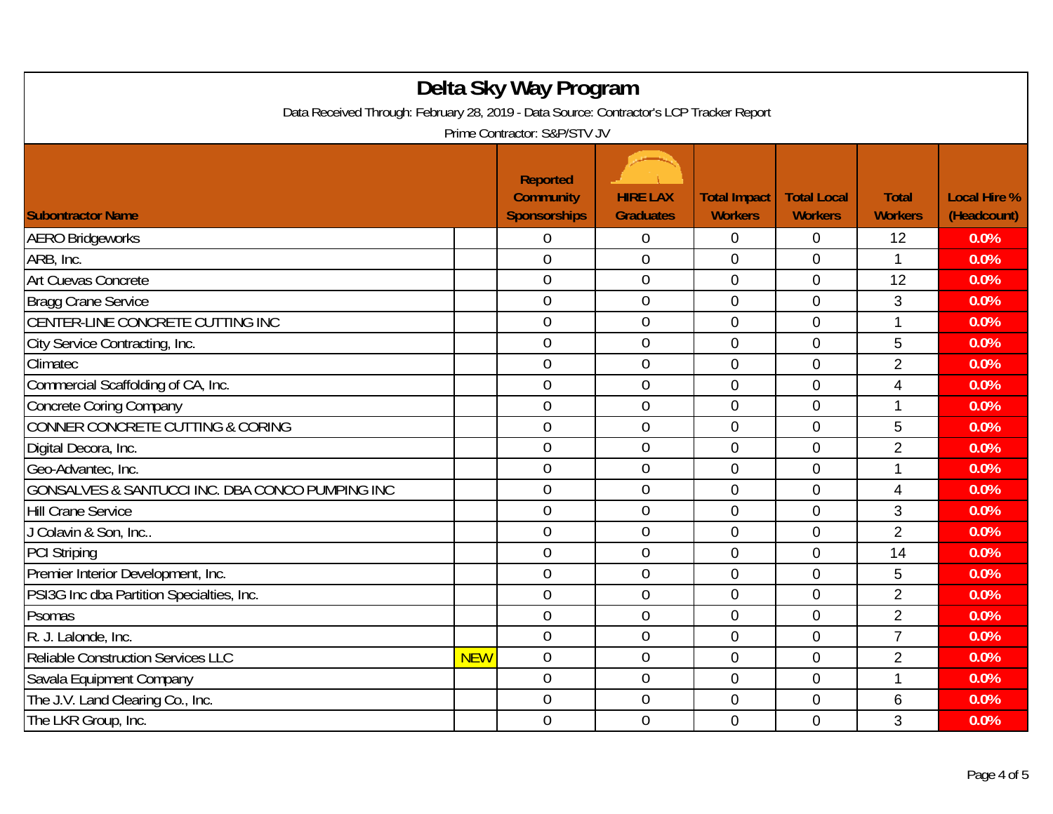# Delta Sky Way Program

Data Received Through: February 28, 2019 - Data Source: Contractor's LCP Tracker Report

Prime Contractor: S&P/STV JV

| Subontractor Name | | Reported Community Sponsorships | HIRE LAX Graduates | Total Impact Workers | Total Local Workers | Total Workers | Local Hire % (Headcount) |
|---|---|---|---|---|---|---|---|
| AERO Bridgeworks | | 0 | 0 | 0 | 0 | 12 | 0.0% |
| ARB, Inc. | | 0 | 0 | 0 | 0 | 1 | 0.0% |
| Art Cuevas Concrete | | 0 | 0 | 0 | 0 | 12 | 0.0% |
| Bragg Crane Service | | 0 | 0 | 0 | 0 | 3 | 0.0% |
| CENTER-LINE CONCRETE CUTTING INC | | 0 | 0 | 0 | 0 | 1 | 0.0% |
| City Service Contracting, Inc. | | 0 | 0 | 0 | 0 | 5 | 0.0% |
| Climatec | | 0 | 0 | 0 | 0 | 2 | 0.0% |
| Commercial Scaffolding of CA, Inc. | | 0 | 0 | 0 | 0 | 4 | 0.0% |
| Concrete Coring Company | | 0 | 0 | 0 | 0 | 1 | 0.0% |
| CONNER CONCRETE CUTTING & CORING | | 0 | 0 | 0 | 0 | 5 | 0.0% |
| Digital Decora, Inc. | | 0 | 0 | 0 | 0 | 2 | 0.0% |
| Geo-Advantec, Inc. | | 0 | 0 | 0 | 0 | 1 | 0.0% |
| GONSALVES & SANTUCCI INC. DBA CONCO PUMPING INC | | 0 | 0 | 0 | 0 | 4 | 0.0% |
| Hill Crane Service | | 0 | 0 | 0 | 0 | 3 | 0.0% |
| J Colavin & Son, Inc.. | | 0 | 0 | 0 | 0 | 2 | 0.0% |
| PCI Striping | | 0 | 0 | 0 | 0 | 14 | 0.0% |
| Premier Interior Development, Inc. | | 0 | 0 | 0 | 0 | 5 | 0.0% |
| PSI3G Inc dba Partition Specialties, Inc. | | 0 | 0 | 0 | 0 | 2 | 0.0% |
| Psomas | | 0 | 0 | 0 | 0 | 2 | 0.0% |
| R. J. Lalonde, Inc. | | 0 | 0 | 0 | 0 | 7 | 0.0% |
| Reliable Construction Services LLC | NEW | 0 | 0 | 0 | 0 | 2 | 0.0% |
| Savala Equipment Company | | 0 | 0 | 0 | 0 | 1 | 0.0% |
| The J.V. Land Clearing Co., Inc. | | 0 | 0 | 0 | 0 | 6 | 0.0% |
| The LKR Group, Inc. | | 0 | 0 | 0 | 0 | 3 | 0.0% |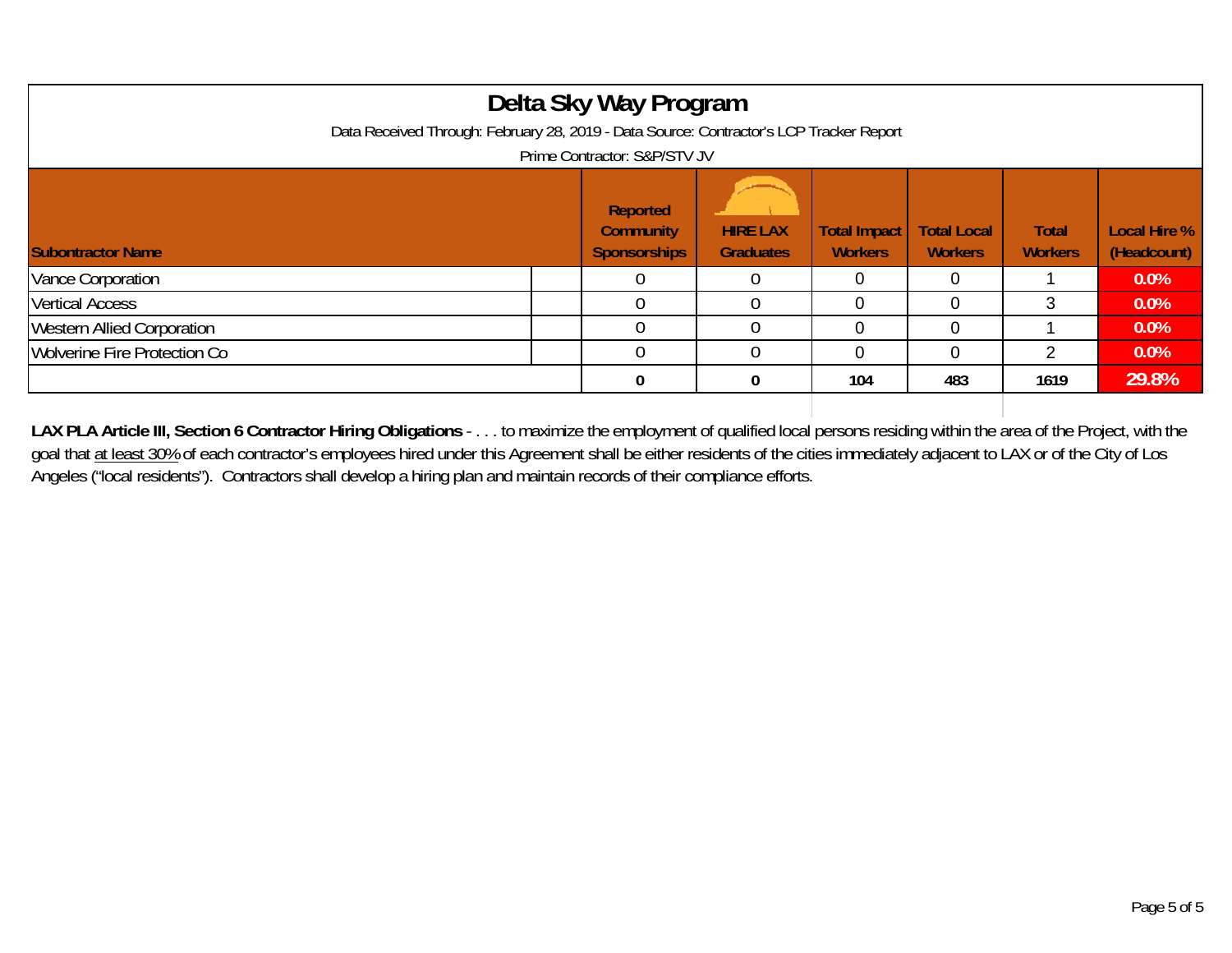# Delta Sky Way Program

Data Received Through: February 28, 2019 - Data Source: Contractor's LCP Tracker Report

Prime Contractor: S&P/STV JV

| Subontractor Name | | Reported Community Sponsorships | HIRE LAX Graduates | Total Impact Workers | Total Local Workers | Total Workers | Local Hire % (Headcount) |
|---|---|---|---|---|---|---|---|
| Vance Corporation | | 0 | 0 | 0 | 0 | 1 | 0.0% |
| Vertical Access | | 0 | 0 | 0 | 0 | 3 | 0.0% |
| Western Allied Corporation | | 0 | 0 | 0 | 0 | 1 | 0.0% |
| Wolverine Fire Protection Co | | 0 | 0 | 0 | 0 | 2 | 0.0% |
| | | **0** | **0** | **104** | **483** | **1619** | **29.8%** |

**LAX PLA Article III, Section 6 Contractor Hiring Obligations** - . . . to maximize the employment of qualified local persons residing within the area of the Project, with the goal that at least 30% of each contractor's employees hired under this Agreement shall be either residents of the cities immediately adjacent to LAX or of the City of Los Angeles ("local residents"). Contractors shall develop a hiring plan and maintain records of their compliance efforts.